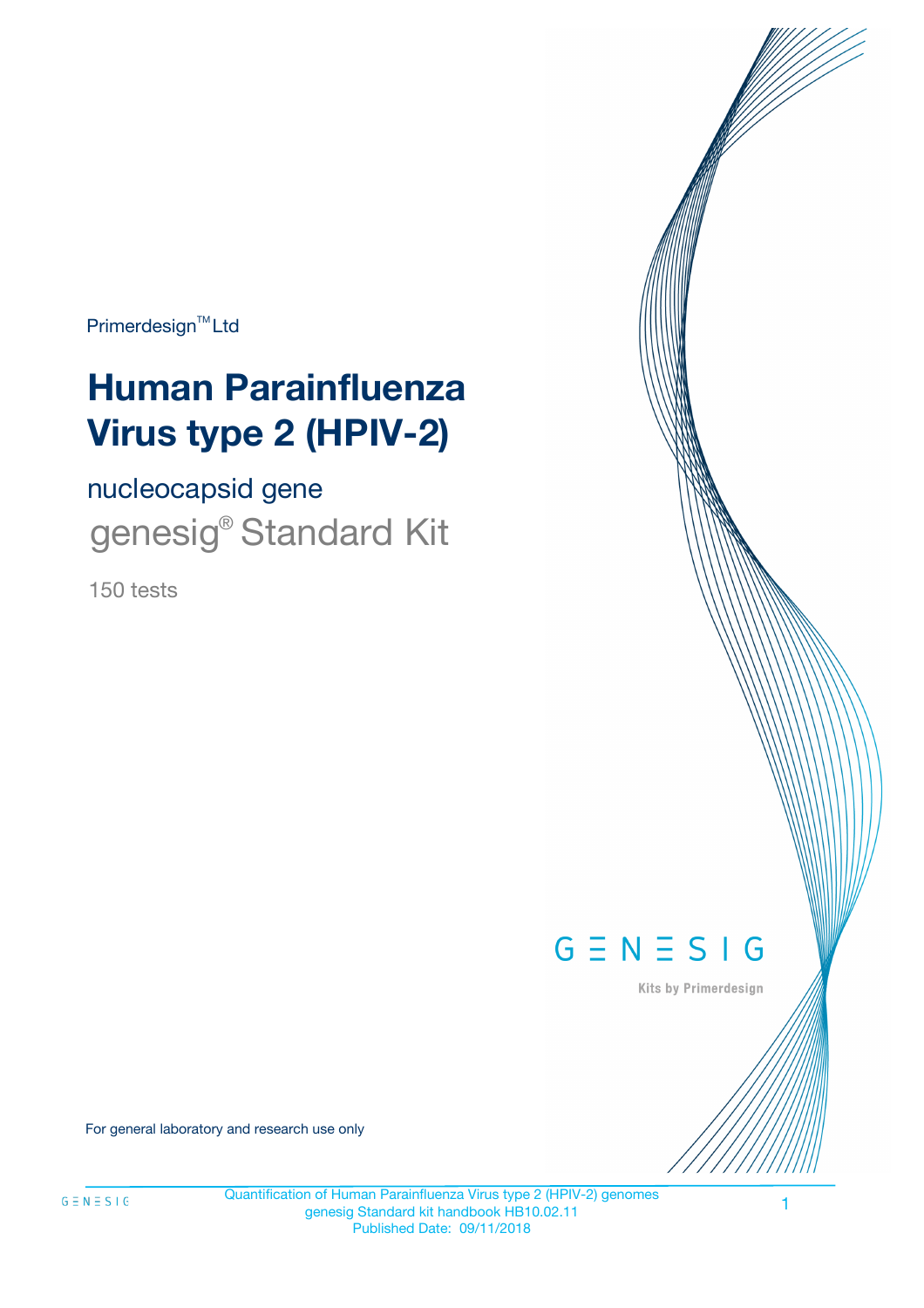Primerdesign™ Ltd

# Human Parainfluenza Virus type 2 (HPIV-2)

nucleocapsid gene

genesig® Standard Kit

150 tests

GENESIG

Kits by Primerdesign

For general laboratory and research use only

Quantification of Human Parainfluenza Virus type 2 (HPIV-2) genomes
genesig Standard kit handbook HB10.02.11
Published Date: 09/11/2018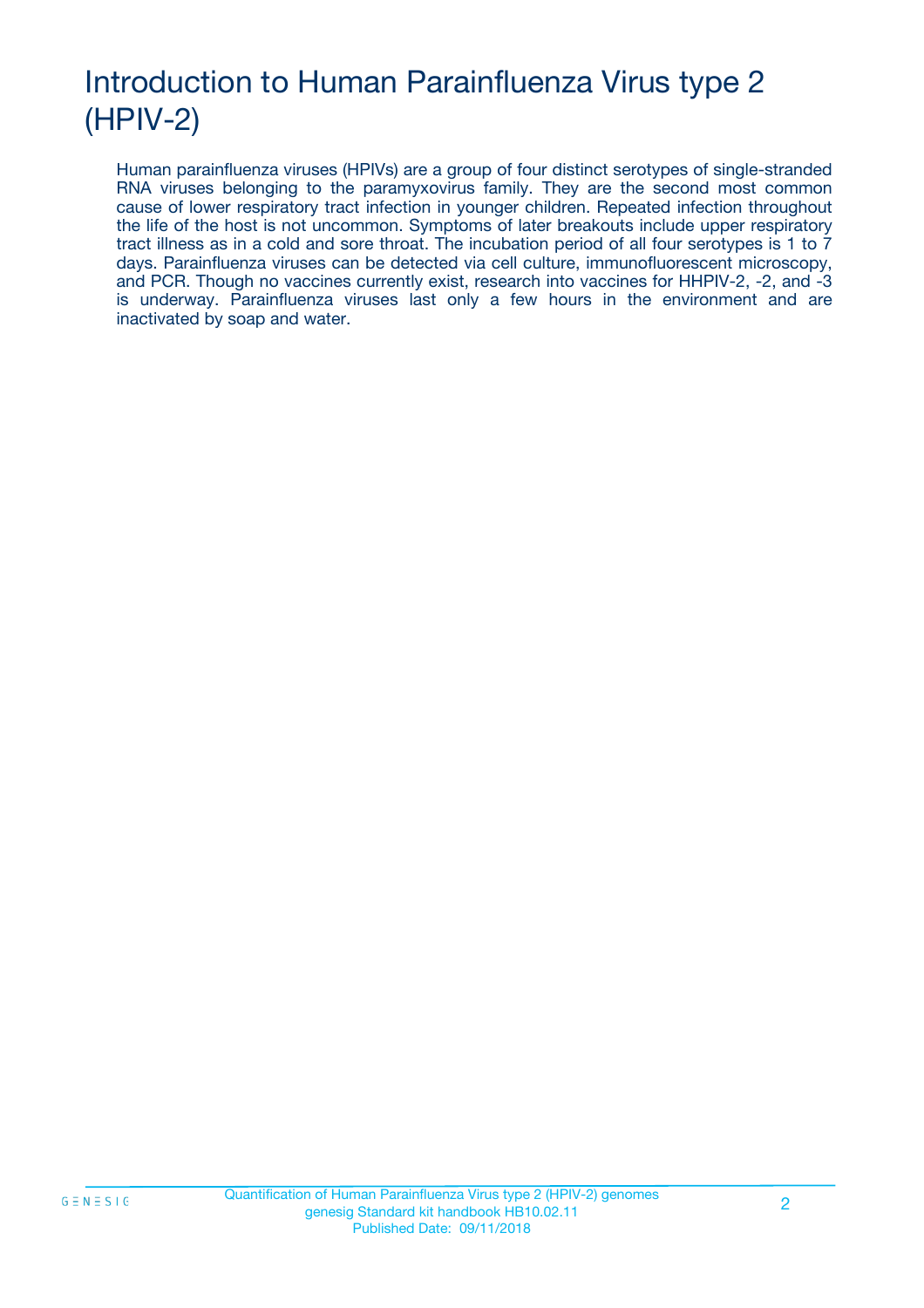# Introduction to Human Parainfluenza Virus type 2 (HPIV-2)

Human parainfluenza viruses (HPIVs) are a group of four distinct serotypes of single-stranded RNA viruses belonging to the paramyxovirus family. They are the second most common cause of lower respiratory tract infection in younger children. Repeated infection throughout the life of the host is not uncommon. Symptoms of later breakouts include upper respiratory tract illness as in a cold and sore throat. The incubation period of all four serotypes is 1 to 7 days. Parainfluenza viruses can be detected via cell culture, immunofluorescent microscopy, and PCR. Though no vaccines currently exist, research into vaccines for HHPIV-2, -2, and -3 is underway. Parainfluenza viruses last only a few hours in the environment and are inactivated by soap and water.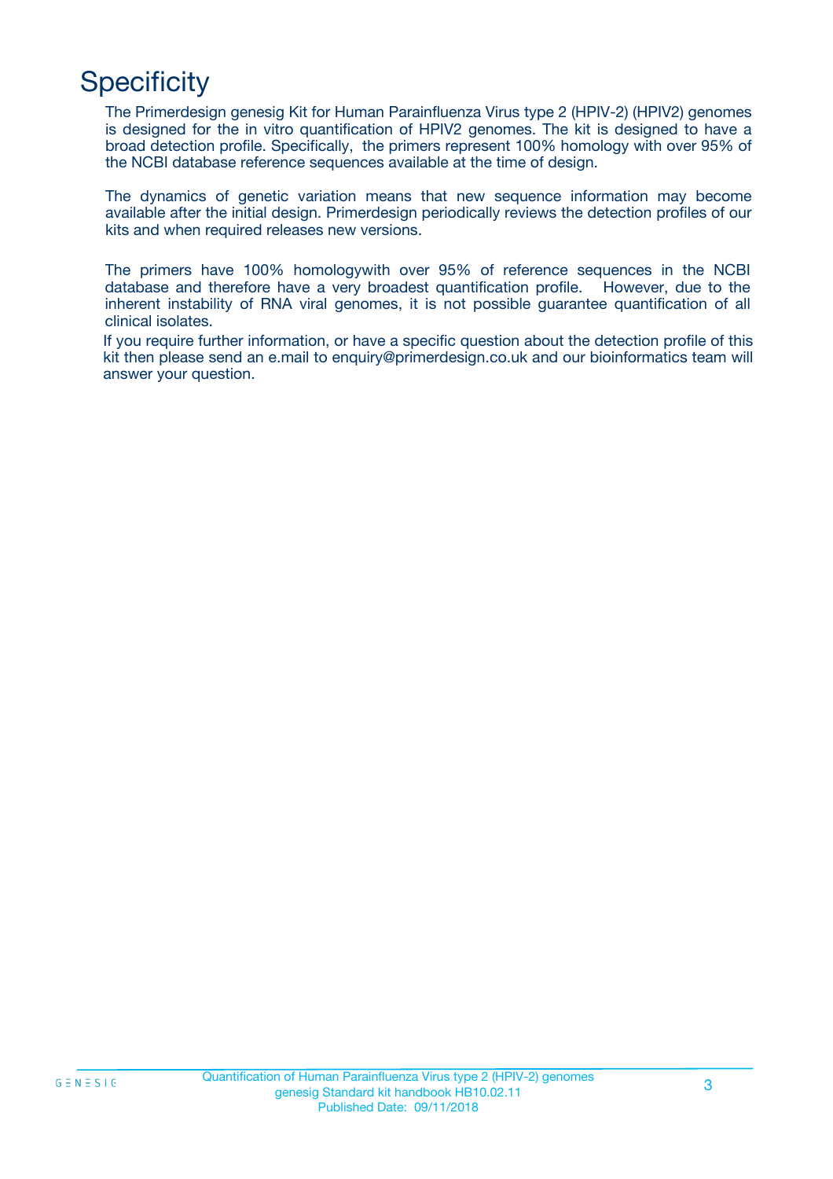# Specificity

The Primerdesign genesig Kit for Human Parainfluenza Virus type 2 (HPIV-2) (HPIV2) genomes is designed for the in vitro quantification of HPIV2 genomes. The kit is designed to have a broad detection profile. Specifically, the primers represent 100% homology with over 95% of the NCBI database reference sequences available at the time of design.

The dynamics of genetic variation means that new sequence information may become available after the initial design. Primerdesign periodically reviews the detection profiles of our kits and when required releases new versions.

The primers have 100% homologywith over 95% of reference sequences in the NCBI database and therefore have a very broadest quantification profile. However, due to the inherent instability of RNA viral genomes, it is not possible guarantee quantification of all clinical isolates.

If you require further information, or have a specific question about the detection profile of this kit then please send an e.mail to enquiry@primerdesign.co.uk and our bioinformatics team will answer your question.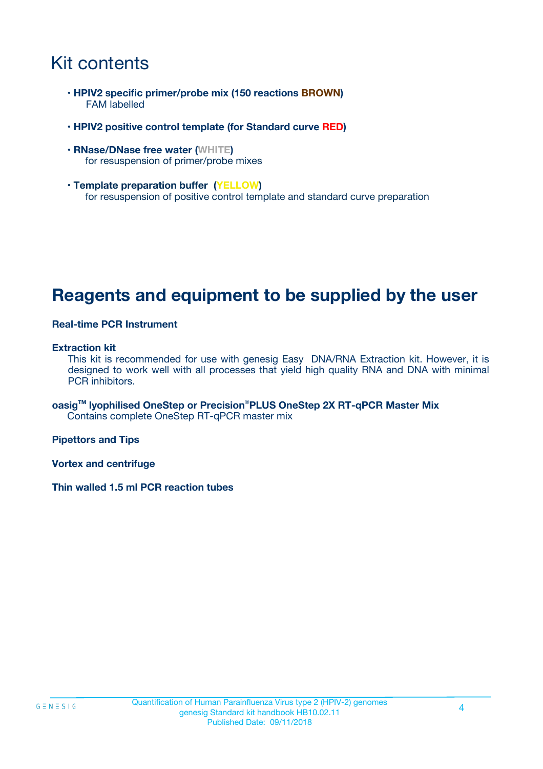# Kit contents

- **HPIV2 specific primer/probe mix (150 reactions BROWN)**
  FAM labelled

- **HPIV2 positive control template (for Standard curve RED)**

- **RNase/DNase free water (WHITE)**
  for resuspension of primer/probe mixes

- **Template preparation buffer (YELLOW)**
  for resuspension of positive control template and standard curve preparation

# Reagents and equipment to be supplied by the user

**Real-time PCR Instrument**

**Extraction kit**
This kit is recommended for use with genesig Easy DNA/RNA Extraction kit. However, it is designed to work well with all processes that yield high quality RNA and DNA with minimal PCR inhibitors.

**oasig™ lyophilised OneStep or Precision®PLUS OneStep 2X RT-qPCR Master Mix**
Contains complete OneStep RT-qPCR master mix

**Pipettors and Tips**

**Vortex and centrifuge**

**Thin walled 1.5 ml PCR reaction tubes**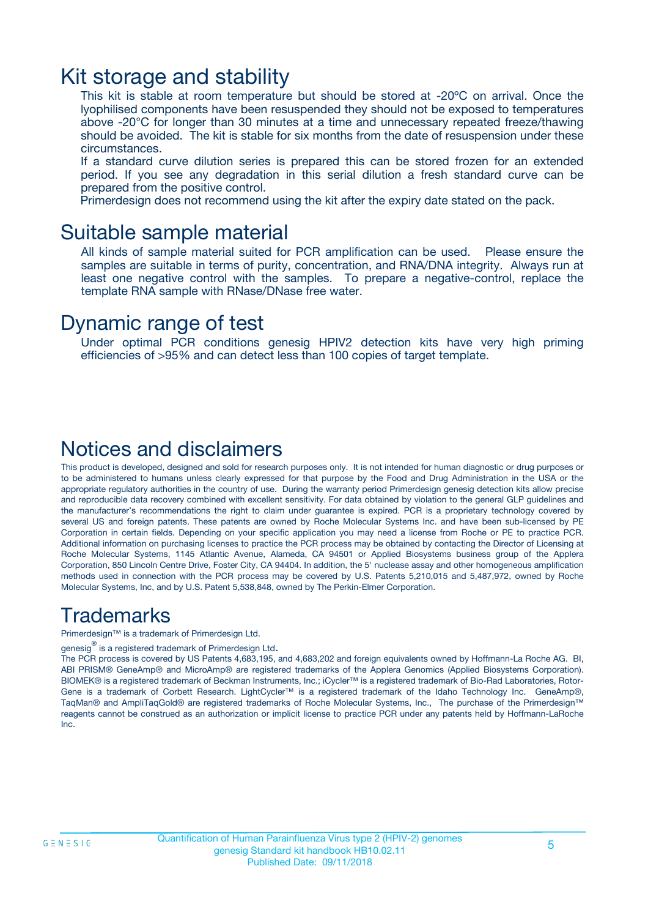# Kit storage and stability

This kit is stable at room temperature but should be stored at -20ºC on arrival. Once the lyophilised components have been resuspended they should not be exposed to temperatures above -20°C for longer than 30 minutes at a time and unnecessary repeated freeze/thawing should be avoided. The kit is stable for six months from the date of resuspension under these circumstances.

If a standard curve dilution series is prepared this can be stored frozen for an extended period. If you see any degradation in this serial dilution a fresh standard curve can be prepared from the positive control.

Primerdesign does not recommend using the kit after the expiry date stated on the pack.

# Suitable sample material

All kinds of sample material suited for PCR amplification can be used. Please ensure the samples are suitable in terms of purity, concentration, and RNA/DNA integrity. Always run at least one negative control with the samples. To prepare a negative-control, replace the template RNA sample with RNase/DNase free water.

# Dynamic range of test

Under optimal PCR conditions genesig HPIV2 detection kits have very high priming efficiencies of >95% and can detect less than 100 copies of target template.

# Notices and disclaimers

This product is developed, designed and sold for research purposes only. It is not intended for human diagnostic or drug purposes or to be administered to humans unless clearly expressed for that purpose by the Food and Drug Administration in the USA or the appropriate regulatory authorities in the country of use. During the warranty period Primerdesign genesig detection kits allow precise and reproducible data recovery combined with excellent sensitivity. For data obtained by violation to the general GLP guidelines and the manufacturer's recommendations the right to claim under guarantee is expired. PCR is a proprietary technology covered by several US and foreign patents. These patents are owned by Roche Molecular Systems Inc. and have been sub-licensed by PE Corporation in certain fields. Depending on your specific application you may need a license from Roche or PE to practice PCR. Additional information on purchasing licenses to practice the PCR process may be obtained by contacting the Director of Licensing at Roche Molecular Systems, 1145 Atlantic Avenue, Alameda, CA 94501 or Applied Biosystems business group of the Applera Corporation, 850 Lincoln Centre Drive, Foster City, CA 94404. In addition, the 5' nuclease assay and other homogeneous amplification methods used in connection with the PCR process may be covered by U.S. Patents 5,210,015 and 5,487,972, owned by Roche Molecular Systems, Inc, and by U.S. Patent 5,538,848, owned by The Perkin-Elmer Corporation.

# Trademarks

Primerdesign™ is a trademark of Primerdesign Ltd.

genesig® is a registered trademark of Primerdesign Ltd.

The PCR process is covered by US Patents 4,683,195, and 4,683,202 and foreign equivalents owned by Hoffmann-La Roche AG. BI, ABI PRISM® GeneAmp® and MicroAmp® are registered trademarks of the Applera Genomics (Applied Biosystems Corporation). BIOMEK® is a registered trademark of Beckman Instruments, Inc.; iCycler™ is a registered trademark of Bio-Rad Laboratories, Rotor-Gene is a trademark of Corbett Research. LightCycler™ is a registered trademark of the Idaho Technology Inc. GeneAmp®, TaqMan® and AmpliTaqGold® are registered trademarks of Roche Molecular Systems, Inc., The purchase of the Primerdesign™ reagents cannot be construed as an authorization or implicit license to practice PCR under any patents held by Hoffmann-LaRoche Inc.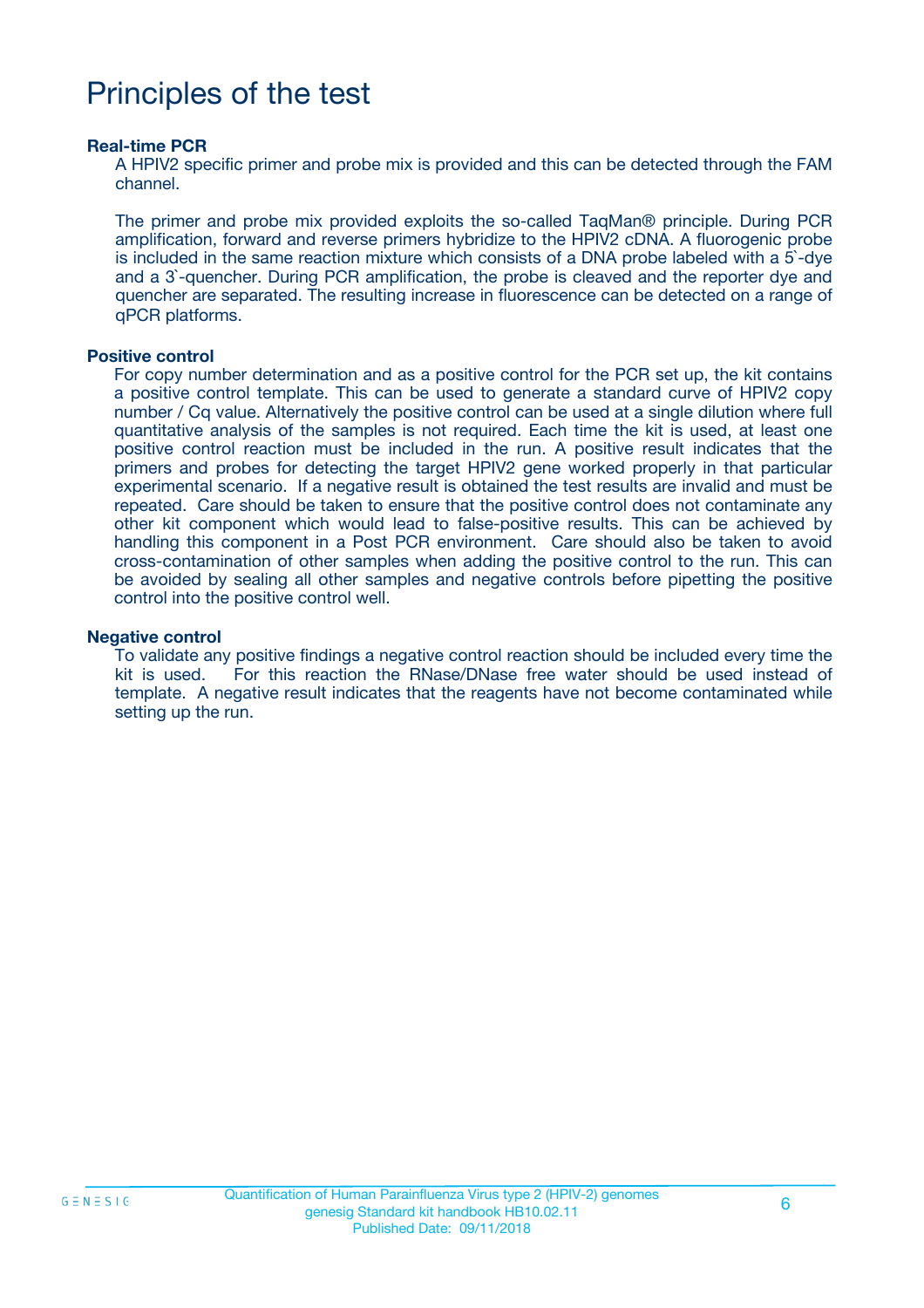# Principles of the test

**Real-time PCR**

A HPIV2 specific primer and probe mix is provided and this can be detected through the FAM channel.

The primer and probe mix provided exploits the so-called TaqMan® principle. During PCR amplification, forward and reverse primers hybridize to the HPIV2 cDNA. A fluorogenic probe is included in the same reaction mixture which consists of a DNA probe labeled with a 5`-dye and a 3`-quencher. During PCR amplification, the probe is cleaved and the reporter dye and quencher are separated. The resulting increase in fluorescence can be detected on a range of qPCR platforms.

**Positive control**

For copy number determination and as a positive control for the PCR set up, the kit contains a positive control template. This can be used to generate a standard curve of HPIV2 copy number / Cq value. Alternatively the positive control can be used at a single dilution where full quantitative analysis of the samples is not required. Each time the kit is used, at least one positive control reaction must be included in the run. A positive result indicates that the primers and probes for detecting the target HPIV2 gene worked properly in that particular experimental scenario. If a negative result is obtained the test results are invalid and must be repeated. Care should be taken to ensure that the positive control does not contaminate any other kit component which would lead to false-positive results. This can be achieved by handling this component in a Post PCR environment. Care should also be taken to avoid cross-contamination of other samples when adding the positive control to the run. This can be avoided by sealing all other samples and negative controls before pipetting the positive control into the positive control well.

**Negative control**

To validate any positive findings a negative control reaction should be included every time the kit is used. For this reaction the RNase/DNase free water should be used instead of template. A negative result indicates that the reagents have not become contaminated while setting up the run.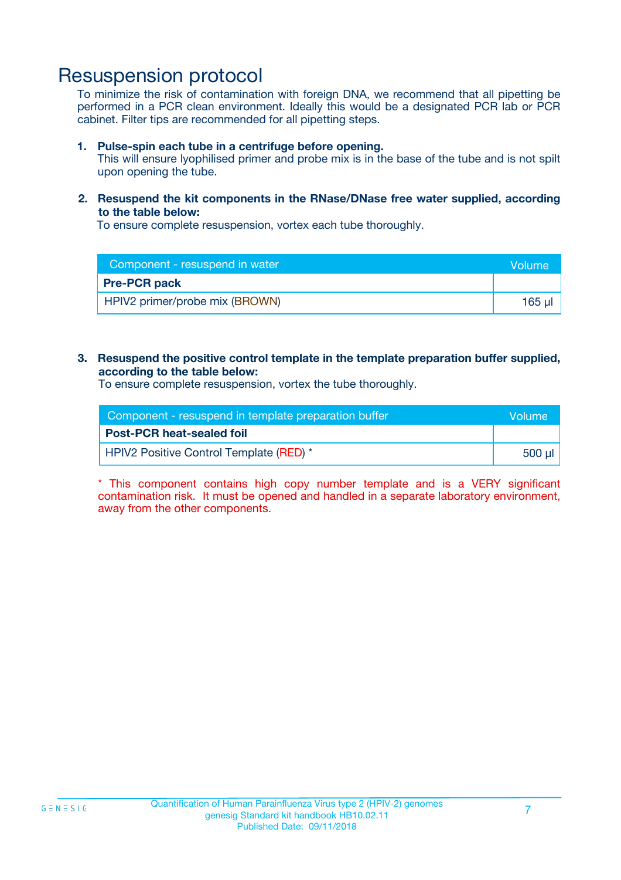# Resuspension protocol

To minimize the risk of contamination with foreign DNA, we recommend that all pipetting be performed in a PCR clean environment. Ideally this would be a designated PCR lab or PCR cabinet. Filter tips are recommended for all pipetting steps.

1. **Pulse-spin each tube in a centrifuge before opening.**
   This will ensure lyophilised primer and probe mix is in the base of the tube and is not spilt upon opening the tube.

2. **Resuspend the kit components in the RNase/DNase free water supplied, according to the table below:**
   To ensure complete resuspension, vortex each tube thoroughly.

| Component - resuspend in water | Volume |
|---|---|
| **Pre-PCR pack** | |
| HPIV2 primer/probe mix (BROWN) | 165 µl |

3. **Resuspend the positive control template in the template preparation buffer supplied, according to the table below:**
   To ensure complete resuspension, vortex the tube thoroughly.

| Component - resuspend in template preparation buffer | Volume |
|---|---|
| **Post-PCR heat-sealed foil** | |
| HPIV2 Positive Control Template (RED) * | 500 µl |

* This component contains high copy number template and is a VERY significant contamination risk. It must be opened and handled in a separate laboratory environment, away from the other components.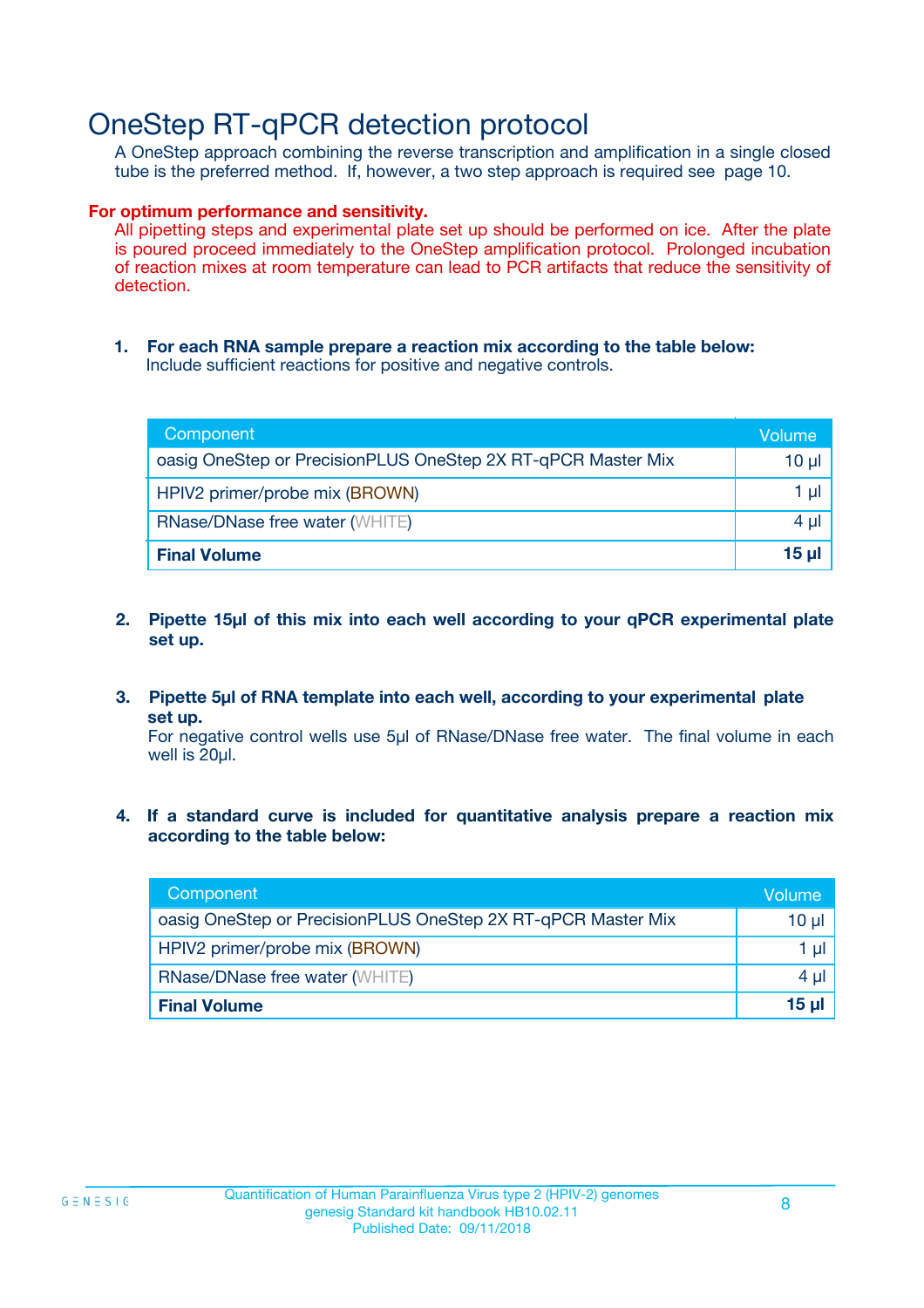# OneStep RT-qPCR detection protocol

A OneStep approach combining the reverse transcription and amplification in a single closed tube is the preferred method. If, however, a two step approach is required see page 10.

**For optimum performance and sensitivity.**

All pipetting steps and experimental plate set up should be performed on ice. After the plate is poured proceed immediately to the OneStep amplification protocol. Prolonged incubation of reaction mixes at room temperature can lead to PCR artifacts that reduce the sensitivity of detection.

1. **For each RNA sample prepare a reaction mix according to the table below:**
   Include sufficient reactions for positive and negative controls.

| Component | Volume |
|---|---|
| oasig OneStep or PrecisionPLUS OneStep 2X RT-qPCR Master Mix | 10 µl |
| HPIV2 primer/probe mix (BROWN) | 1 µl |
| RNase/DNase free water (WHITE) | 4 µl |
| **Final Volume** | **15 µl** |

2. **Pipette 15µl of this mix into each well according to your qPCR experimental plate set up.**

3. **Pipette 5µl of RNA template into each well, according to your experimental plate set up.**
   For negative control wells use 5µl of RNase/DNase free water. The final volume in each well is 20µl.

4. **If a standard curve is included for quantitative analysis prepare a reaction mix according to the table below:**

| Component | Volume |
|---|---|
| oasig OneStep or PrecisionPLUS OneStep 2X RT-qPCR Master Mix | 10 µl |
| HPIV2 primer/probe mix (BROWN) | 1 µl |
| RNase/DNase free water (WHITE) | 4 µl |
| **Final Volume** | **15 µl** |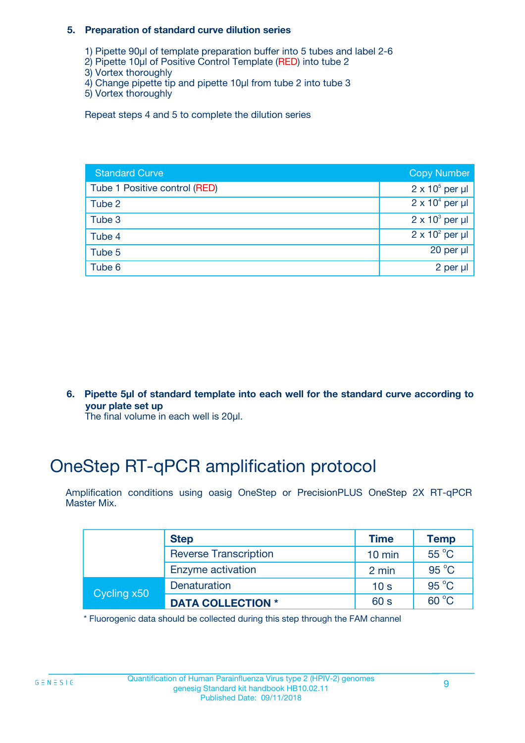### 5. Preparation of standard curve dilution series

1) Pipette 90µl of template preparation buffer into 5 tubes and label 2-6
2) Pipette 10µl of Positive Control Template (RED) into tube 2
3) Vortex thoroughly
4) Change pipette tip and pipette 10µl from tube 2 into tube 3
5) Vortex thoroughly

Repeat steps 4 and 5 to complete the dilution series

| Standard Curve | Copy Number |
| --- | --- |
| Tube 1 Positive control (RED) | $2 \times 10^5$ per µl |
| Tube 2 | $2 \times 10^4$ per µl |
| Tube 3 | $2 \times 10^3$ per µl |
| Tube 4 | $2 \times 10^2$ per µl |
| Tube 5 | 20 per µl |
| Tube 6 | 2 per µl |

### 6. Pipette 5µl of standard template into each well for the standard curve according to your plate set up

The final volume in each well is 20µl.

# OneStep RT-qPCR amplification protocol

Amplification conditions using oasig OneStep or PrecisionPLUS OneStep 2X RT-qPCR Master Mix.

| | Step | Time | Temp |
| --- | --- | --- | --- |
| | Reverse Transcription | 10 min | 55 °C |
| | Enzyme activation | 2 min | 95 °C |
| Cycling x50 | Denaturation | 10 s | 95 °C |
| | **DATA COLLECTION *** | 60 s | 60 °C |

* Fluorogenic data should be collected during this step through the FAM channel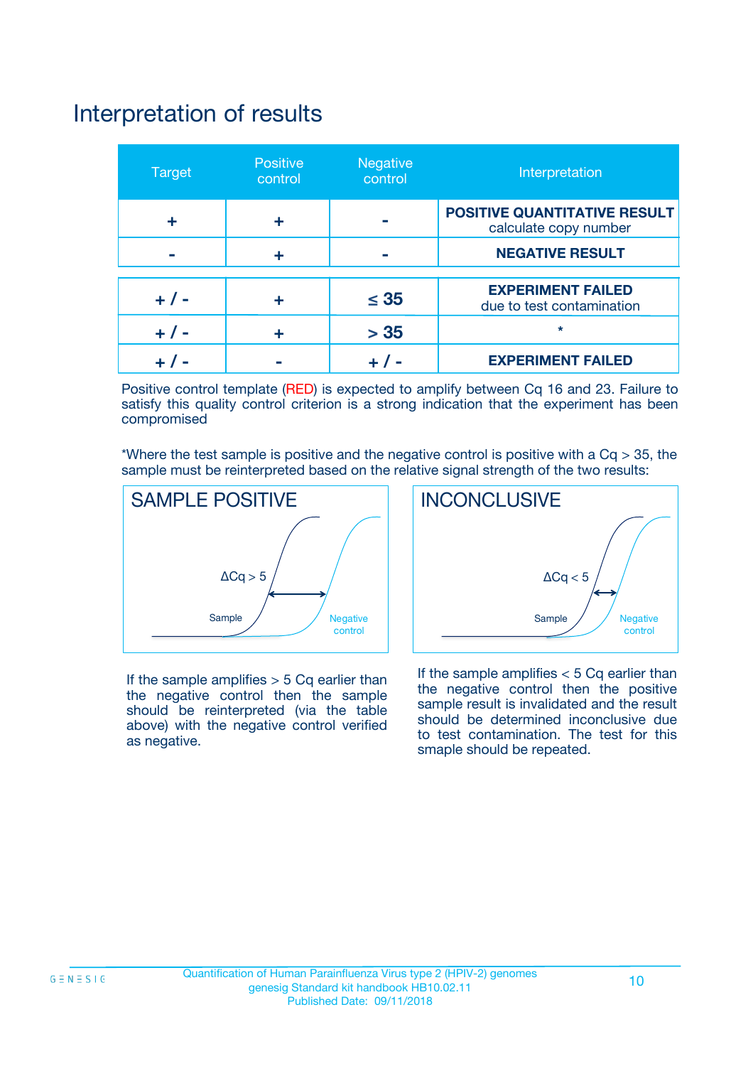# Interpretation of results

| Target | Positive control | Negative control | Interpretation |
|---|---|---|---|
| + | + | - | **POSITIVE QUANTITATIVE RESULT** calculate copy number |
| - | + | - | **NEGATIVE RESULT** |
| + / - | + | ≤ 35 | **EXPERIMENT FAILED** due to test contamination |
| + / - | + | > 35 | * |
| + / - | - | + / - | **EXPERIMENT FAILED** |

Positive control template (RED) is expected to amplify between Cq 16 and 23. Failure to satisfy this quality control criterion is a strong indication that the experiment has been compromised

*Where the test sample is positive and the negative control is positive with a Cq > 35, the sample must be reinterpreted based on the relative signal strength of the two results:

SAMPLE POSITIVE

ΔCq > 5

Sample

Negative control

INCONCLUSIVE

ΔCq < 5

Sample

Negative control

If the sample amplifies > 5 Cq earlier than the negative control then the sample should be reinterpreted (via the table above) with the negative control verified as negative.

If the sample amplifies < 5 Cq earlier than the negative control then the positive sample result is invalidated and the result should be determined inconclusive due to test contamination. The test for this smaple should be repeated.